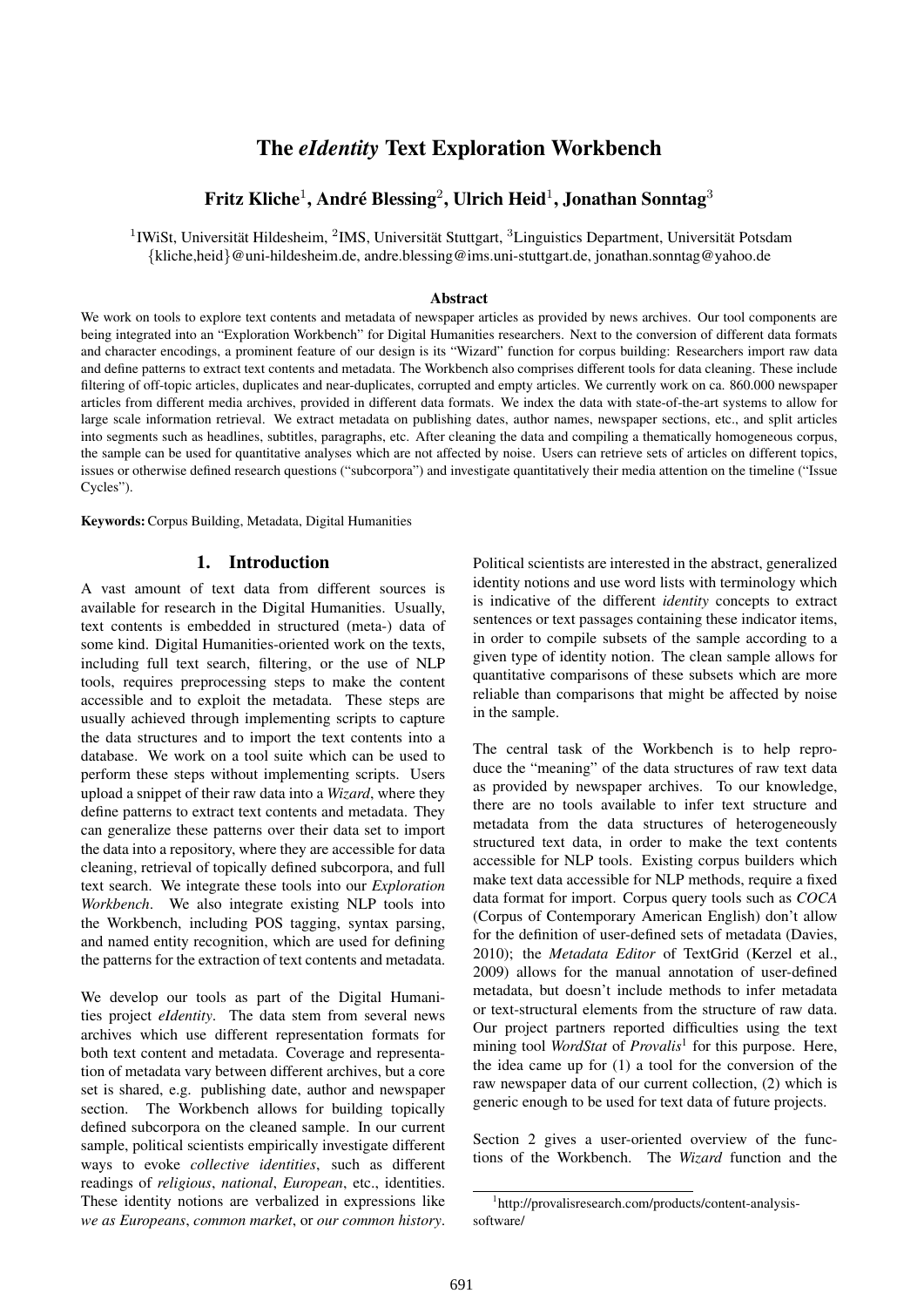# The *eIdentity* Text Exploration Workbench

**Fritz Kliche[1], André Blessing[2], Ulrich Heid[1], Jonathan Sonntag[3]**

[1]IWiSt, Universität Hildesheim, [2]IMS, Universität Stuttgart, [3]Linguistics Department, Universität Potsdam
{kliche,heid}@uni-hildesheim.de, andre.blessing@ims.uni-stuttgart.de, jonathan.sonntag@yahoo.de

### Abstract

We work on tools to explore text contents and metadata of newspaper articles as provided by news archives. Our tool components are being integrated into an "Exploration Workbench" for Digital Humanities researchers. Next to the conversion of different data formats and character encodings, a prominent feature of our design is its "Wizard" function for corpus building: Researchers import raw data and define patterns to extract text contents and metadata. The Workbench also comprises different tools for data cleaning. These include filtering of off-topic articles, duplicates and near-duplicates, corrupted and empty articles. We currently work on ca. 860.000 newspaper articles from different media archives, provided in different data formats. We index the data with state-of-the-art systems to allow for large scale information retrieval. We extract metadata on publishing dates, author names, newspaper sections, etc., and split articles into segments such as headlines, subtitles, paragraphs, etc. After cleaning the data and compiling a thematically homogeneous corpus, the sample can be used for quantitative analyses which are not affected by noise. Users can retrieve sets of articles on different topics, issues or otherwise defined research questions ("subcorpora") and investigate quantitatively their media attention on the timeline ("Issue Cycles").

**Keywords:** Corpus Building, Metadata, Digital Humanities

## 1. Introduction

A vast amount of text data from different sources is available for research in the Digital Humanities. Usually, text contents is embedded in structured (meta-) data of some kind. Digital Humanities-oriented work on the texts, including full text search, filtering, or the use of NLP tools, requires preprocessing steps to make the content accessible and to exploit the metadata. These steps are usually achieved through implementing scripts to capture the data structures and to import the text contents into a database. We work on a tool suite which can be used to perform these steps without implementing scripts. Users upload a snippet of their raw data into a *Wizard*, where they define patterns to extract text contents and metadata. They can generalize these patterns over their data set to import the data into a repository, where they are accessible for data cleaning, retrieval of topically defined subcorpora, and full text search. We integrate these tools into our *Exploration Workbench*. We also integrate existing NLP tools into the Workbench, including POS tagging, syntax parsing, and named entity recognition, which are used for defining the patterns for the extraction of text contents and metadata.

We develop our tools as part of the Digital Humanities project *eIdentity*. The data stem from several news archives which use different representation formats for both text content and metadata. Coverage and representation of metadata vary between different archives, but a core set is shared, e.g. publishing date, author and newspaper section. The Workbench allows for building topically defined subcorpora on the cleaned sample. In our current sample, political scientists empirically investigate different ways to evoke *collective identities*, such as different readings of *religious*, *national*, *European*, etc., identities. These identity notions are verbalized in expressions like *we as Europeans*, *common market*, or *our common history*. Political scientists are interested in the abstract, generalized identity notions and use word lists with terminology which is indicative of the different *identity* concepts to extract sentences or text passages containing these indicator items, in order to compile subsets of the sample according to a given type of identity notion. The clean sample allows for quantitative comparisons of these subsets which are more reliable than comparisons that might be affected by noise in the sample.

The central task of the Workbench is to help reproduce the "meaning" of the data structures of raw text data as provided by newspaper archives. To our knowledge, there are no tools available to infer text structure and metadata from the data structures of heterogeneously structured text data, in order to make the text contents accessible for NLP tools. Existing corpus builders which make text data accessible for NLP methods, require a fixed data format for import. Corpus query tools such as *COCA* (Corpus of Contemporary American English) don't allow for the definition of user-defined sets of metadata (Davies, 2010); the *Metadata Editor* of TextGrid (Kerzel et al., 2009) allows for the manual annotation of user-defined metadata, but doesn't include methods to infer metadata or text-structural elements from the structure of raw data. Our project partners reported difficulties using the text mining tool *WordStat* of *Provalis*[1] for this purpose. Here, the idea came up for (1) a tool for the conversion of the raw newspaper data of our current collection, (2) which is generic enough to be used for text data of future projects.

Section 2 gives a user-oriented overview of the functions of the Workbench. The *Wizard* function and the

[1]http://provalisresearch.com/products/content-analysis-software/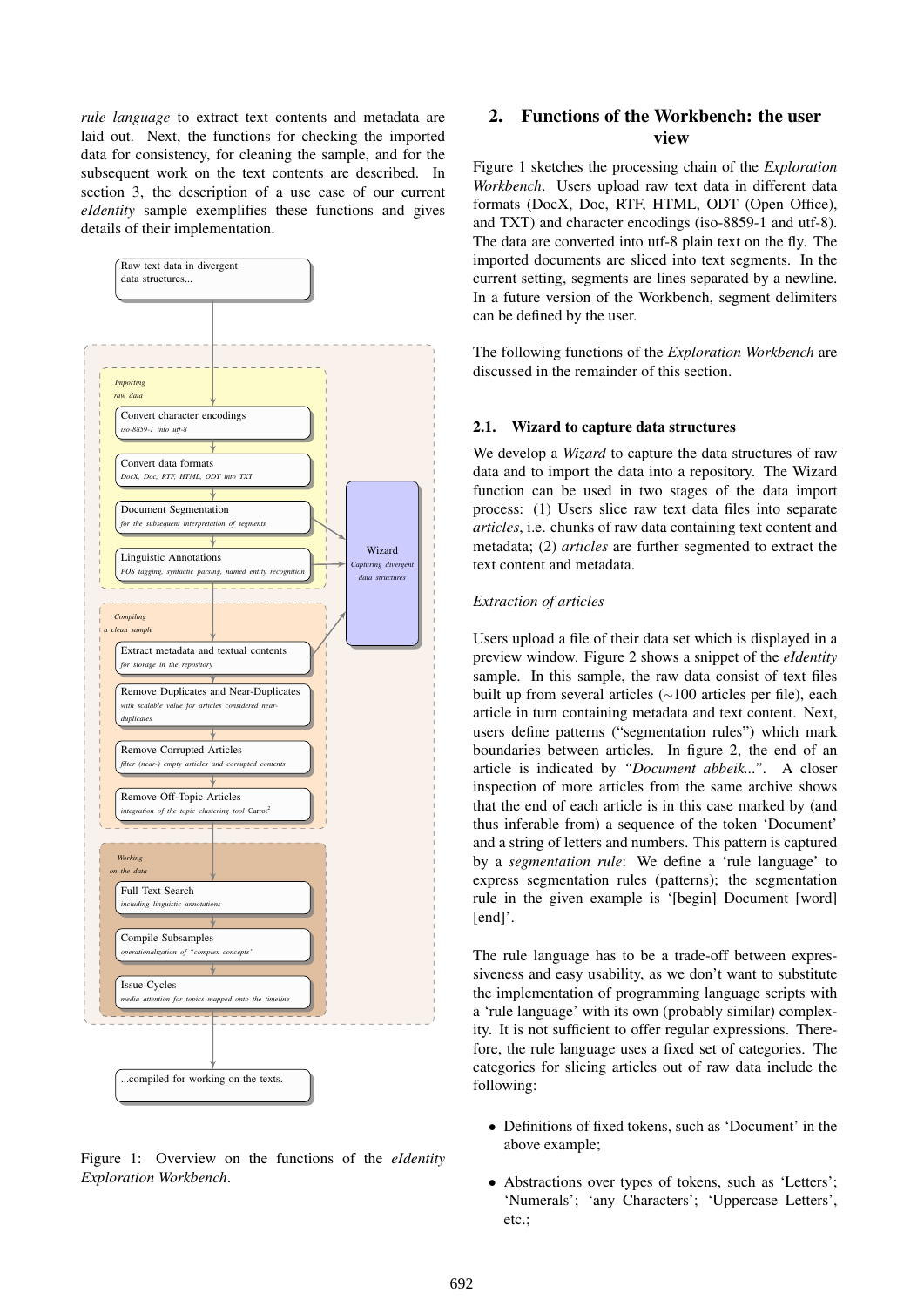*rule language* to extract text contents and metadata are laid out. Next, the functions for checking the imported data for consistency, for cleaning the sample, and for the subsequent work on the text contents are described. In section 3, the description of a use case of our current *eIdentity* sample exemplifies these functions and gives details of their implementation.

Raw text data in divergent data structures...

Importing raw data

Convert character encodings
iso-8859-1 into utf-8

Convert data formats
DocX, Doc, RTF, HTML, ODT into TXT

Document Segmentation
for the subsequent interpretation of segments

Linguistic Annotations
POS tagging, syntactic parsing, named entity recognition

Wizard
Capturing divergent data structures

Compiling a clean sample

Extract metadata and textual contents
for storage in the repository

Remove Duplicates and Near-Duplicates
with scalable value for articles considered near-duplicates

Remove Corrupted Articles
filter (near-) empty articles and corrupted contents

Remove Off-Topic Articles
integration of the topic clustering tool Carrot²

Working on the data

Full Text Search
including linguistic annotations

Compile Subsamples
operationalization of "complex concepts"

Issue Cycles
media attention for topics mapped onto the timeline

...compiled for working on the texts.

Figure 1: Overview on the functions of the *eIdentity Exploration Workbench*.

## 2. Functions of the Workbench: the user view

Figure 1 sketches the processing chain of the *Exploration Workbench*. Users upload raw text data in different data formats (DocX, Doc, RTF, HTML, ODT (Open Office), and TXT) and character encodings (iso-8859-1 and utf-8). The data are converted into utf-8 plain text on the fly. The imported documents are sliced into text segments. In the current setting, segments are lines separated by a newline. In a future version of the Workbench, segment delimiters can be defined by the user.

The following functions of the *Exploration Workbench* are discussed in the remainder of this section.

### 2.1. Wizard to capture data structures

We develop a *Wizard* to capture the data structures of raw data and to import the data into a repository. The Wizard function can be used in two stages of the data import process: (1) Users slice raw text data files into separate *articles*, i.e. chunks of raw data containing text content and metadata; (2) *articles* are further segmented to extract the text content and metadata.

*Extraction of articles*

Users upload a file of their data set which is displayed in a preview window. Figure 2 shows a snippet of the *eIdentity* sample. In this sample, the raw data consist of text files built up from several articles (∼100 articles per file), each article in turn containing metadata and text content. Next, users define patterns ("segmentation rules") which mark boundaries between articles. In figure 2, the end of an article is indicated by *"Document abbeik..."*. A closer inspection of more articles from the same archive shows that the end of each article is in this case marked by (and thus inferable from) a sequence of the token 'Document' and a string of letters and numbers. This pattern is captured by a *segmentation rule*: We define a 'rule language' to express segmentation rules (patterns); the segmentation rule in the given example is '[begin] Document [word] [end]'.

The rule language has to be a trade-off between expressiveness and easy usability, as we don't want to substitute the implementation of programming language scripts with a 'rule language' with its own (probably similar) complexity. It is not sufficient to offer regular expressions. Therefore, the rule language uses a fixed set of categories. The categories for slicing articles out of raw data include the following:

- Definitions of fixed tokens, such as 'Document' in the above example;
- Abstractions over types of tokens, such as 'Letters'; 'Numerals'; 'any Characters'; 'Uppercase Letters', etc.;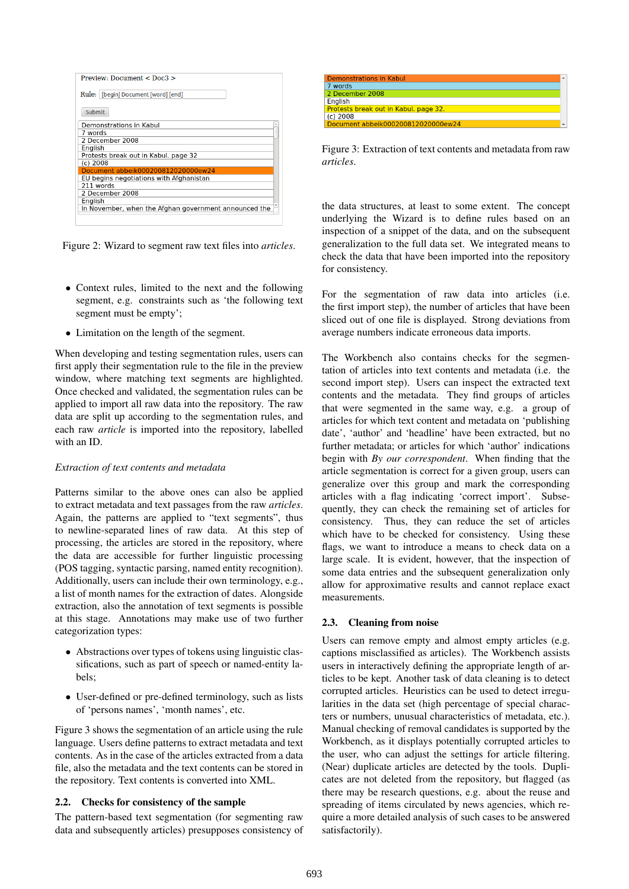Preview: Document < Doc3 >

Rule: [begin] Document [word] [end]

Submit

Demonstrations in Kabul
7 words
2 December 2008
English
Protests break out in Kabul. page 32
(c) 2008
Document abbeik000200812020000ew24
EU begins negotiations with Afghanistan
211 words
2 December 2008
English
In November, when the Afghan government announced the

Figure 2: Wizard to segment raw text files into *articles*.

- Context rules, limited to the next and the following segment, e.g. constraints such as 'the following text segment must be empty';
- Limitation on the length of the segment.

When developing and testing segmentation rules, users can first apply their segmentation rule to the file in the preview window, where matching text segments are highlighted. Once checked and validated, the segmentation rules can be applied to import all raw data into the repository. The raw data are split up according to the segmentation rules, and each raw *article* is imported into the repository, labelled with an ID.

*Extraction of text contents and metadata*

Patterns similar to the above ones can also be applied to extract metadata and text passages from the raw *articles*. Again, the patterns are applied to "text segments", thus to newline-separated lines of raw data. At this step of processing, the articles are stored in the repository, where the data are accessible for further linguistic processing (POS tagging, syntactic parsing, named entity recognition). Additionally, users can include their own terminology, e.g., a list of month names for the extraction of dates. Alongside extraction, also the annotation of text segments is possible at this stage. Annotations may make use of two further categorization types:

- Abstractions over types of tokens using linguistic classifications, such as part of speech or named-entity labels;
- User-defined or pre-defined terminology, such as lists of 'persons names', 'month names', etc.

Figure 3 shows the segmentation of an article using the rule language. Users define patterns to extract metadata and text contents. As in the case of the articles extracted from a data file, also the metadata and the text contents can be stored in the repository. Text contents is converted into XML.

### 2.2. Checks for consistency of the sample

The pattern-based text segmentation (for segmenting raw data and subsequently articles) presupposes consistency of

Demonstrations in Kabul
7 words
2 December 2008
English
Protests break out in Kabul. page 32.
(c) 2008
Document abbeik000200812020000ew24

Figure 3: Extraction of text contents and metadata from raw *articles*.

the data structures, at least to some extent. The concept underlying the Wizard is to define rules based on an inspection of a snippet of the data, and on the subsequent generalization to the full data set. We integrated means to check the data that have been imported into the repository for consistency.

For the segmentation of raw data into articles (i.e. the first import step), the number of articles that have been sliced out of one file is displayed. Strong deviations from average numbers indicate erroneous data imports.

The Workbench also contains checks for the segmentation of articles into text contents and metadata (i.e. the second import step). Users can inspect the extracted text contents and the metadata. They find groups of articles that were segmented in the same way, e.g. a group of articles for which text content and metadata on 'publishing date', 'author' and 'headline' have been extracted, but no further metadata; or articles for which 'author' indications begin with *By our correspondent*. When finding that the article segmentation is correct for a given group, users can generalize over this group and mark the corresponding articles with a flag indicating 'correct import'. Subsequently, they can check the remaining set of articles for consistency. Thus, they can reduce the set of articles which have to be checked for consistency. Using these flags, we want to introduce a means to check data on a large scale. It is evident, however, that the inspection of some data entries and the subsequent generalization only allow for approximative results and cannot replace exact measurements.

### 2.3. Cleaning from noise

Users can remove empty and almost empty articles (e.g. captions misclassified as articles). The Workbench assists users in interactively defining the appropriate length of articles to be kept. Another task of data cleaning is to detect corrupted articles. Heuristics can be used to detect irregularities in the data set (high percentage of special characters or numbers, unusual characteristics of metadata, etc.). Manual checking of removal candidates is supported by the Workbench, as it displays potentially corrupted articles to the user, who can adjust the settings for article filtering. (Near) duplicate articles are detected by the tools. Duplicates are not deleted from the repository, but flagged (as there may be research questions, e.g. about the reuse and spreading of items circulated by news agencies, which require a more detailed analysis of such cases to be answered satisfactorily).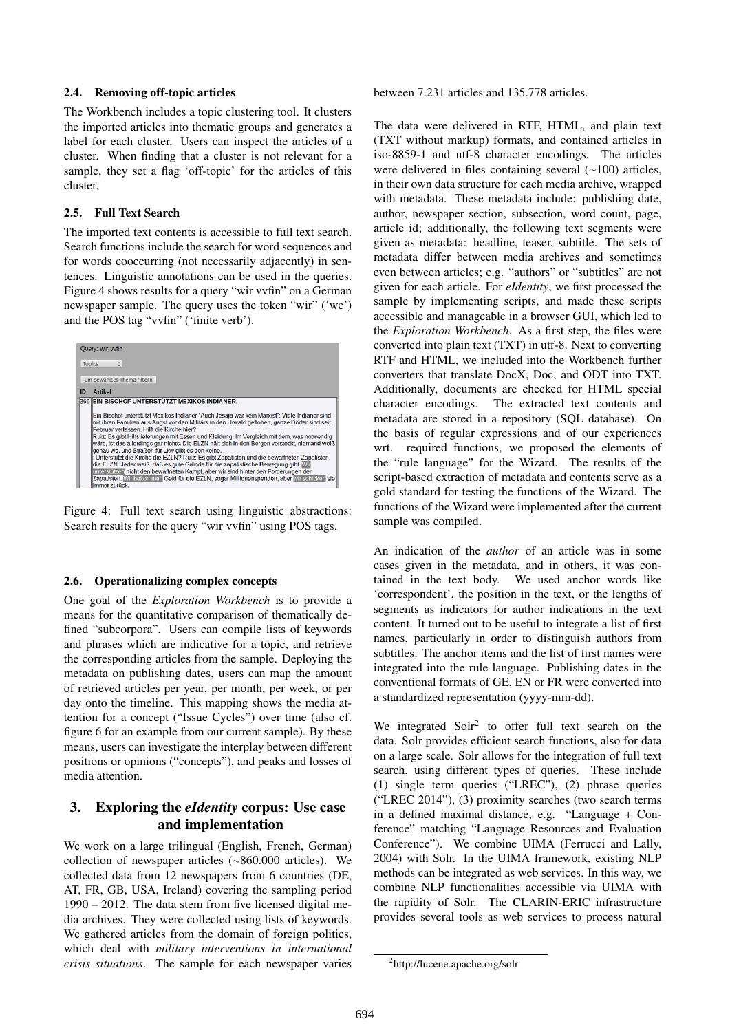### 2.4. Removing off-topic articles

The Workbench includes a topic clustering tool. It clusters the imported articles into thematic groups and generates a label for each cluster. Users can inspect the articles of a cluster. When finding that a cluster is not relevant for a sample, they set a flag 'off-topic' for the articles of this cluster.

### 2.5. Full Text Search

The imported text contents is accessible to full text search. Search functions include the search for word sequences and for words cooccurring (not necessarily adjacently) in sentences. Linguistic annotations can be used in the queries. Figure 4 shows results for a query "wir vvfin" on a German newspaper sample. The query uses the token "wir" ('we') and the POS tag "vvfin" ('finite verb').

Figure 4: Full text search using linguistic abstractions: Search results for the query "wir vvfin" using POS tags.

### 2.6. Operationalizing complex concepts

One goal of the *Exploration Workbench* is to provide a means for the quantitative comparison of thematically defined "subcorpora". Users can compile lists of keywords and phrases which are indicative for a topic, and retrieve the corresponding articles from the sample. Deploying the metadata on publishing dates, users can map the amount of retrieved articles per year, per month, per week, or per day onto the timeline. This mapping shows the media attention for a concept ("Issue Cycles") over time (also cf. figure 6 for an example from our current sample). By these means, users can investigate the interplay between different positions or opinions ("concepts"), and peaks and losses of media attention.

## 3. Exploring the *eIdentity* corpus: Use case and implementation

We work on a large trilingual (English, French, German) collection of newspaper articles (~860.000 articles). We collected data from 12 newspapers from 6 countries (DE, AT, FR, GB, USA, Ireland) covering the sampling period 1990 – 2012. The data stem from five licensed digital media archives. They were collected using lists of keywords. We gathered articles from the domain of foreign politics, which deal with *military interventions in international crisis situations*. The sample for each newspaper varies between 7.231 articles and 135.778 articles.

The data were delivered in RTF, HTML, and plain text (TXT without markup) formats, and contained articles in iso-8859-1 and utf-8 character encodings. The articles were delivered in files containing several (~100) articles, in their own data structure for each media archive, wrapped with metadata. These metadata include: publishing date, author, newspaper section, subsection, word count, page, article id; additionally, the following text segments were given as metadata: headline, teaser, subtitle. The sets of metadata differ between media archives and sometimes even between articles; e.g. "authors" or "subtitles" are not given for each article. For *eIdentity*, we first processed the sample by implementing scripts, and made these scripts accessible and manageable in a browser GUI, which led to the *Exploration Workbench*. As a first step, the files were converted into plain text (TXT) in utf-8. Next to converting RTF and HTML, we included into the Workbench further converters that translate DocX, Doc, and ODT into TXT. Additionally, documents are checked for HTML special character encodings. The extracted text contents and metadata are stored in a repository (SQL database). On the basis of regular expressions and of our experiences wrt. required functions, we proposed the elements of the "rule language" for the Wizard. The results of the script-based extraction of metadata and contents serve as a gold standard for testing the functions of the Wizard. The functions of the Wizard were implemented after the current sample was compiled.

An indication of the *author* of an article was in some cases given in the metadata, and in others, it was contained in the text body. We used anchor words like 'correspondent', the position in the text, or the lengths of segments as indicators for author indications in the text content. It turned out to be useful to integrate a list of first names, particularly in order to distinguish authors from subtitles. The anchor items and the list of first names were integrated into the rule language. Publishing dates in the conventional formats of GE, EN or FR were converted into a standardized representation (yyyy-mm-dd).

We integrated Solr[2] to offer full text search on the data. Solr provides efficient search functions, also for data on a large scale. Solr allows for the integration of full text search, using different types of queries. These include (1) single term queries ("LREC"), (2) phrase queries ("LREC 2014"), (3) proximity searches (two search terms in a defined maximal distance, e.g. "Language + Conference" matching "Language Resources and Evaluation Conference"). We combine UIMA (Ferrucci and Lally, 2004) with Solr. In the UIMA framework, existing NLP methods can be integrated as web services. In this way, we combine NLP functionalities accessible via UIMA with the rapidity of Solr. The CLARIN-ERIC infrastructure provides several tools as web services to process natural

[2] http://lucene.apache.org/solr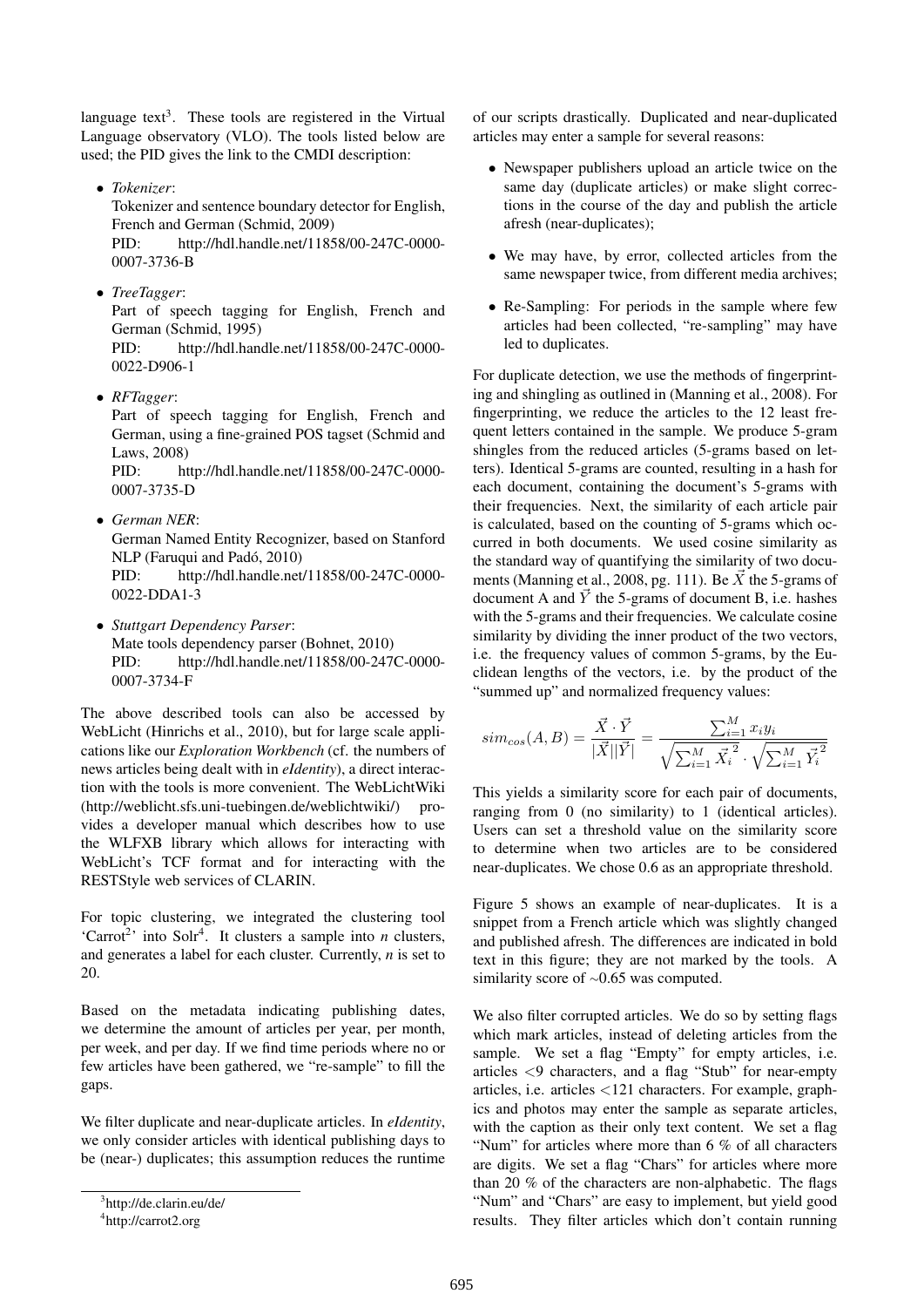language text[3]. These tools are registered in the Virtual Language observatory (VLO). The tools listed below are used; the PID gives the link to the CMDI description:

- *Tokenizer*:
  Tokenizer and sentence boundary detector for English, French and German (Schmid, 2009)
  PID: http://hdl.handle.net/11858/00-247C-0000-0007-3736-B
- *TreeTagger*:
  Part of speech tagging for English, French and German (Schmid, 1995)
  PID: http://hdl.handle.net/11858/00-247C-0000-0022-D906-1
- *RFTagger*:
  Part of speech tagging for English, French and German, using a fine-grained POS tagset (Schmid and Laws, 2008)
  PID: http://hdl.handle.net/11858/00-247C-0000-0007-3735-D
- *German NER*:
  German Named Entity Recognizer, based on Stanford NLP (Faruqui and Padó, 2010)
  PID: http://hdl.handle.net/11858/00-247C-0000-0022-DDA1-3
- *Stuttgart Dependency Parser*:
  Mate tools dependency parser (Bohnet, 2010)
  PID: http://hdl.handle.net/11858/00-247C-0000-0007-3734-F

The above described tools can also be accessed by WebLicht (Hinrichs et al., 2010), but for large scale applications like our *Exploration Workbench* (cf. the numbers of news articles being dealt with in *eIdentity*), a direct interaction with the tools is more convenient. The WebLichtWiki (http://weblicht.sfs.uni-tuebingen.de/weblichtwiki/) provides a developer manual which describes how to use the WLFXB library which allows for interacting with WebLicht's TCF format and for interacting with the RESTStyle web services of CLARIN.

For topic clustering, we integrated the clustering tool 'Carrot[2]' into Solr[4]. It clusters a sample into *n* clusters, and generates a label for each cluster. Currently, *n* is set to 20.

Based on the metadata indicating publishing dates, we determine the amount of articles per year, per month, per week, and per day. If we find time periods where no or few articles have been gathered, we "re-sample" to fill the gaps.

We filter duplicate and near-duplicate articles. In *eIdentity*, we only consider articles with identical publishing days to be (near-) duplicates; this assumption reduces the runtime of our scripts drastically. Duplicated and near-duplicated articles may enter a sample for several reasons:

- Newspaper publishers upload an article twice on the same day (duplicate articles) or make slight corrections in the course of the day and publish the article afresh (near-duplicates);
- We may have, by error, collected articles from the same newspaper twice, from different media archives;
- Re-Sampling: For periods in the sample where few articles had been collected, "re-sampling" may have led to duplicates.

For duplicate detection, we use the methods of fingerprinting and shingling as outlined in (Manning et al., 2008). For fingerprinting, we reduce the articles to the 12 least frequent letters contained in the sample. We produce 5-gram shingles from the reduced articles (5-grams based on letters). Identical 5-grams are counted, resulting in a hash for each document, containing the document's 5-grams with their frequencies. Next, the similarity of each article pair is calculated, based on the counting of 5-grams which occurred in both documents. We used cosine similarity as the standard way of quantifying the similarity of two documents (Manning et al., 2008, pg. 111). Be $\vec{X}$ the 5-grams of document A and $\vec{Y}$ the 5-grams of document B, i.e. hashes with the 5-grams and their frequencies. We calculate cosine similarity by dividing the inner product of the two vectors, i.e. the frequency values of common 5-grams, by the Euclidean lengths of the vectors, i.e. by the product of the "summed up" and normalized frequency values:

$$sim_{cos}(A, B) = \frac{\vec{X} \cdot \vec{Y}}{|\vec{X}||\vec{Y}|} = \frac{\sum_{i=1}^{M} x_i y_i}{\sqrt{\sum_{i=1}^{M} \vec{X_i}^2} \cdot \sqrt{\sum_{i=1}^{M} \vec{Y_i}^2}}$$

This yields a similarity score for each pair of documents, ranging from 0 (no similarity) to 1 (identical articles). Users can set a threshold value on the similarity score to determine when two articles are to be considered near-duplicates. We chose 0.6 as an appropriate threshold.

Figure 5 shows an example of near-duplicates. It is a snippet from a French article which was slightly changed and published afresh. The differences are indicated in bold text in this figure; they are not marked by the tools. A similarity score of $\sim$0.65 was computed.

We also filter corrupted articles. We do so by setting flags which mark articles, instead of deleting articles from the sample. We set a flag "Empty" for empty articles, i.e. articles <9 characters, and a flag "Stub" for near-empty articles, i.e. articles <121 characters. For example, graphics and photos may enter the sample as separate articles, with the caption as their only text content. We set a flag "Num" for articles where more than 6 % of all characters are digits. We set a flag "Chars" for articles where more than 20 % of the characters are non-alphabetic. The flags "Num" and "Chars" are easy to implement, but yield good results. They filter articles which don't contain running

[3] http://de.clarin.eu/de/

[4] http://carrot2.org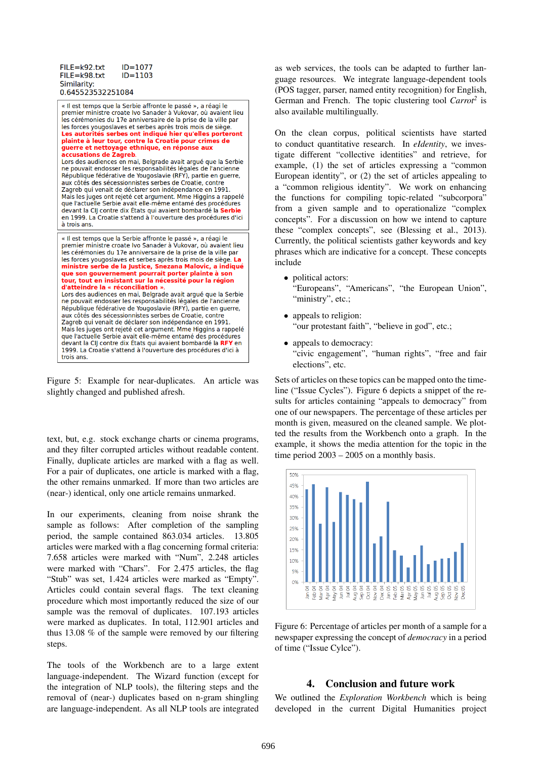FILE=k92.txt ID=1077
FILE=k98.txt ID=1103
Similarity:
0.645523532251084

« Il est temps que la Serbie affronte le passé », a réagi le premier ministre croate Ivo Sanader à Vukovar, où avaient lieu les cérémonies du 17e anniversaire de la prise de la ville par les forces yougoslaves et serbes après trois mois de siège. **Les autorités serbes ont indiqué hier qu'elles porteront plainte à leur tour, contre la Croatie pour crimes de guerre et nettoyage ethnique, en réponse aux accusations de Zagreb**. Lors des audiences en mai, Belgrade avait argué que la Serbie ne pouvait endosser les responsabilités légales de l'ancienne République fédérative de Yougoslavie (RFY), partie en guerre, aux côtés des sécessionnistes serbes de Croatie, contre Zagreb qui venait de déclarer son indépendance en 1991. Mais les juges ont rejeté cet argument. Mme Higgins a rappelé que l'actuelle Serbie avait elle-même entamé des procédures devant la CIJ contre dix États qui avaient bombardé la **Serbie** en 1999. La Croatie s'attend à l'ouverture des procédures d'ici à trois ans.

« Il est temps que la Serbie affronte le passé », a réagi le premier ministre croate Ivo Sanader à Vukovar, où avaient lieu les cérémonies du 17e anniversaire de la prise de la ville par les forces yougoslaves et serbes après trois mois de siège. **La ministre serbe de la Justice, Snezana Malovic, a indiqué que son gouvernement pourrait porter plainte à son tour, tout en insistant sur la nécessité pour la région d'atteindre la « réconciliation »**. Lors des audiences en mai, Belgrade avait argué que la Serbie ne pouvait endosser les responsabilités légales de l'ancienne République fédérative de Yougoslavie (RFY), partie en guerre, aux côtés des sécessionnistes serbes de Croatie, contre Zagreb qui venait de déclarer son indépendance en 1991. Mais les juges ont rejeté cet argument. Mme Higgins a rappelé que l'actuelle Serbie avait elle-même entamé des procédures devant la CIJ contre dix États qui avaient bombardé la **RFY** en 1999. La Croatie s'attend à l'ouverture des procédures d'ici à trois ans.

Figure 5: Example for near-duplicates. An article was slightly changed and published afresh.

text, but, e.g. stock exchange charts or cinema programs, and they filter corrupted articles without readable content. Finally, duplicate articles are marked with a flag as well. For a pair of duplicates, one article is marked with a flag, the other remains unmarked. If more than two articles are (near-) identical, only one article remains unmarked.

In our experiments, cleaning from noise shrank the sample as follows: After completion of the sampling period, the sample contained 863.034 articles. 13.805 articles were marked with a flag concerning formal criteria: 7.658 articles were marked with "Chars", 2.248 articles were marked with "Num". For 2.475 articles, the flag "Stub" was set, 1.424 articles were marked as "Empty". Articles could contain several flags. The text cleaning procedure which most importantly reduced the size of our sample was the removal of duplicates. 107.193 articles were marked as duplicates. In total, 112.901 articles and thus 13.08 % of the sample were removed by our filtering steps.

The tools of the Workbench are to a large extent language-independent. The Wizard function (except for the integration of NLP tools), the filtering steps and the removal of (near-) duplicates based on n-gram shingling are language-independent. As all NLP tools are integrated as web services, the tools can be adapted to further language resources. We integrate language-dependent tools (POS tagger, parser, named entity recognition) for English, German and French. The topic clustering tool *Carrot*[2] is also available multilingually.

On the clean corpus, political scientists have started to conduct quantitative research. In *eIdentity*, we investigate different "collective identities" and retrieve, for example, (1) the set of articles expressing a "common European identity", or (2) the set of articles appealing to a "common religious identity". We work on enhancing the functions for compiling topic-related "subcorpora" from a given sample and to operationalize "complex concepts". For a discussion on how we intend to capture these "complex concepts", see (Blessing et al., 2013). Currently, the political scientists gather keywords and key phrases which are indicative for a concept. These concepts include

- political actors:
  "Europeans", "Americans", "the European Union", "ministry", etc.;
- appeals to religion:
  "our protestant faith", "believe in god", etc.;
- appeals to democracy:
  "civic engagement", "human rights", "free and fair elections", etc.

Sets of articles on these topics can be mapped onto the timeline ("Issue Cycles"). Figure 6 depicts a snippet of the results for articles containing "appeals to democracy" from one of our newspapers. The percentage of these articles per month is given, measured on the cleaned sample. We plotted the results from the Workbench onto a graph. In the example, it shows the media attention for the topic in the time period 2003 – 2005 on a monthly basis.

50%
45%
40%
35%
30%
25%
20%
15%
10%
5%
0%

Jan 04, Feb 04, Mar 04, Apr 04, May 04, Jun 04, Jul 04, Aug 04, Sep 04, Oct 04, Nov 04, Dec 04, Jan 05, Feb 05, Mar 05, Apr 05, May 05, Jun 05, Jul 05, Aug 05, Sep 05, Oct 05, Nov 05, Dec 05

Figure 6: Percentage of articles per month of a sample for a newspaper expressing the concept of *democracy* in a period of time ("Issue Cylce").

## 4. Conclusion and future work

We outlined the *Exploration Workbench* which is being developed in the current Digital Humanities project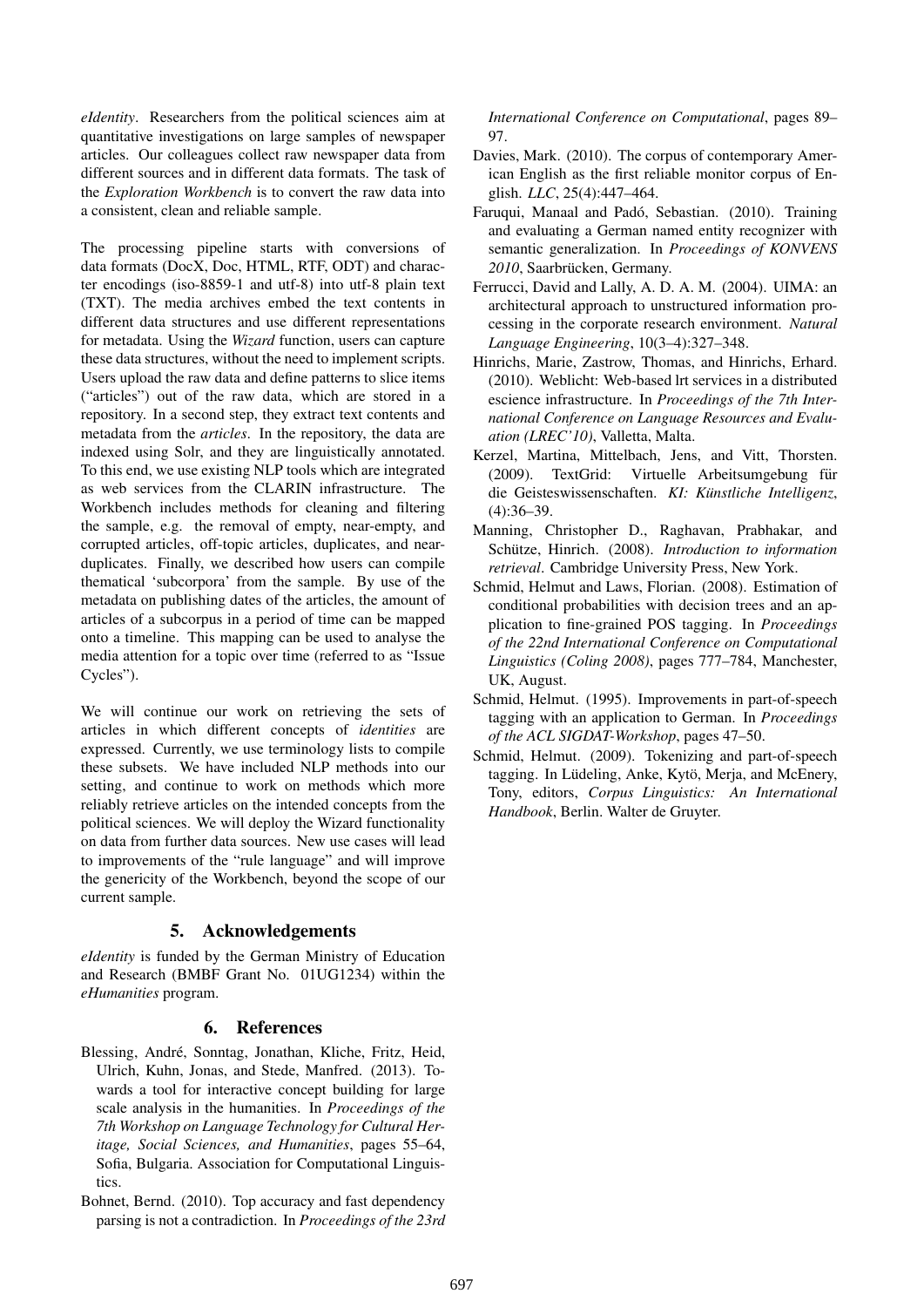*eIdentity*. Researchers from the political sciences aim at quantitative investigations on large samples of newspaper articles. Our colleagues collect raw newspaper data from different sources and in different data formats. The task of the *Exploration Workbench* is to convert the raw data into a consistent, clean and reliable sample.

The processing pipeline starts with conversions of data formats (DocX, Doc, HTML, RTF, ODT) and character encodings (iso-8859-1 and utf-8) into utf-8 plain text (TXT). The media archives embed the text contents in different data structures and use different representations for metadata. Using the *Wizard* function, users can capture these data structures, without the need to implement scripts. Users upload the raw data and define patterns to slice items ("articles") out of the raw data, which are stored in a repository. In a second step, they extract text contents and metadata from the *articles*. In the repository, the data are indexed using Solr, and they are linguistically annotated. To this end, we use existing NLP tools which are integrated as web services from the CLARIN infrastructure. The Workbench includes methods for cleaning and filtering the sample, e.g. the removal of empty, near-empty, and corrupted articles, off-topic articles, duplicates, and near-duplicates. Finally, we described how users can compile thematical 'subcorpora' from the sample. By use of the metadata on publishing dates of the articles, the amount of articles of a subcorpus in a period of time can be mapped onto a timeline. This mapping can be used to analyse the media attention for a topic over time (referred to as "Issue Cycles").

We will continue our work on retrieving the sets of articles in which different concepts of *identities* are expressed. Currently, we use terminology lists to compile these subsets. We have included NLP methods into our setting, and continue to work on methods which more reliably retrieve articles on the intended concepts from the political sciences. We will deploy the Wizard functionality on data from further data sources. New use cases will lead to improvements of the "rule language" and will improve the genericity of the Workbench, beyond the scope of our current sample.

## 5. Acknowledgements

*eIdentity* is funded by the German Ministry of Education and Research (BMBF Grant No. 01UG1234) within the *eHumanities* program.

## 6. References

Blessing, André, Sonntag, Jonathan, Kliche, Fritz, Heid, Ulrich, Kuhn, Jonas, and Stede, Manfred. (2013). Towards a tool for interactive concept building for large scale analysis in the humanities. In *Proceedings of the 7th Workshop on Language Technology for Cultural Heritage, Social Sciences, and Humanities*, pages 55–64, Sofia, Bulgaria. Association for Computational Linguistics.

Bohnet, Bernd. (2010). Top accuracy and fast dependency parsing is not a contradiction. In *Proceedings of the 23rd International Conference on Computational*, pages 89–97.

Davies, Mark. (2010). The corpus of contemporary American English as the first reliable monitor corpus of English. *LLC*, 25(4):447–464.

Faruqui, Manaal and Padó, Sebastian. (2010). Training and evaluating a German named entity recognizer with semantic generalization. In *Proceedings of KONVENS 2010*, Saarbrücken, Germany.

Ferrucci, David and Lally, A. D. A. M. (2004). UIMA: an architectural approach to unstructured information processing in the corporate research environment. *Natural Language Engineering*, 10(3–4):327–348.

Hinrichs, Marie, Zastrow, Thomas, and Hinrichs, Erhard. (2010). Weblicht: Web-based lrt services in a distributed escience infrastructure. In *Proceedings of the 7th International Conference on Language Resources and Evaluation (LREC'10)*, Valletta, Malta.

Kerzel, Martina, Mittelbach, Jens, and Vitt, Thorsten. (2009). TextGrid: Virtuelle Arbeitsumgebung für die Geisteswissenschaften. *KI: Künstliche Intelligenz*, (4):36–39.

Manning, Christopher D., Raghavan, Prabhakar, and Schütze, Hinrich. (2008). *Introduction to information retrieval*. Cambridge University Press, New York.

Schmid, Helmut and Laws, Florian. (2008). Estimation of conditional probabilities with decision trees and an application to fine-grained POS tagging. In *Proceedings of the 22nd International Conference on Computational Linguistics (Coling 2008)*, pages 777–784, Manchester, UK, August.

Schmid, Helmut. (1995). Improvements in part-of-speech tagging with an application to German. In *Proceedings of the ACL SIGDAT-Workshop*, pages 47–50.

Schmid, Helmut. (2009). Tokenizing and part-of-speech tagging. In Lüdeling, Anke, Kytö, Merja, and McEnery, Tony, editors, *Corpus Linguistics: An International Handbook*, Berlin. Walter de Gruyter.